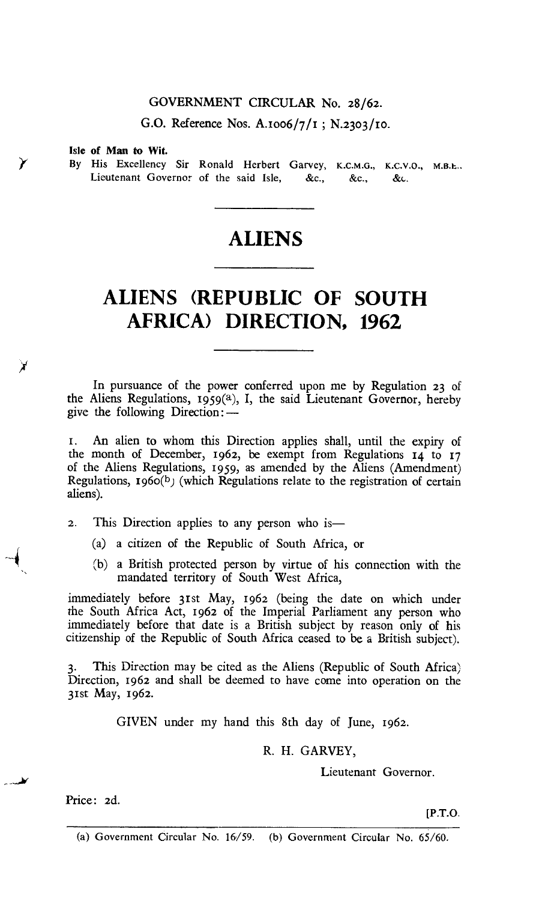GOVERNMENT CIRCULAR No. 28/62.

G.O. Reference Nos. A.1006/7/1 ; N.2303/10.

**Isle of Man to Wit.**

By His Excellency Sir Ronald Herbert Garvey, K.C.M.G., K.C.V.O., M.B.E., Lieutenant Governor of the said Isle, &c., &c., &c.

# ALIENS

# ALIENS (REPUBLIC OF SOUTH AFRICA) DIRECTION, 1962

In pursuance of the power conferred upon me by Regulation 23 of the Aliens Regulations, 1959[(a)], I, the said Lieutenant Governor, hereby give the following Direction: —

1. An alien to whom this Direction applies shall, until the expiry of the month of December, 1962, be exempt from Regulations 14 to 17 of the Aliens Regulations, 1959, as amended by the Aliens (Amendment) Regulations, 1960[(b)] (which Regulations relate to the registration of certain aliens).

2. This Direction applies to any person who is—

   (a) a citizen of the Republic of South Africa, or

   (b) a British protected person by virtue of his connection with the mandated territory of South West Africa,

immediately before 31st May, 1962 (being the date on which under the South Africa Act, 1962 of the Imperial Parliament any person who immediately before that date is a British subject by reason only of his citizenship of the Republic of South Africa ceased to be a British subject).

3. This Direction may be cited as the Aliens (Republic of South Africa) Direction, 1962 and shall be deemed to have come into operation on the 31st May, 1962.

GIVEN under my hand this 8th day of June, 1962.

R. H. GARVEY,

Lieutenant Governor.

Price: 2d.

[P.T.O.

(a) Government Circular No. 16/59. (b) Government Circular No. 65/60.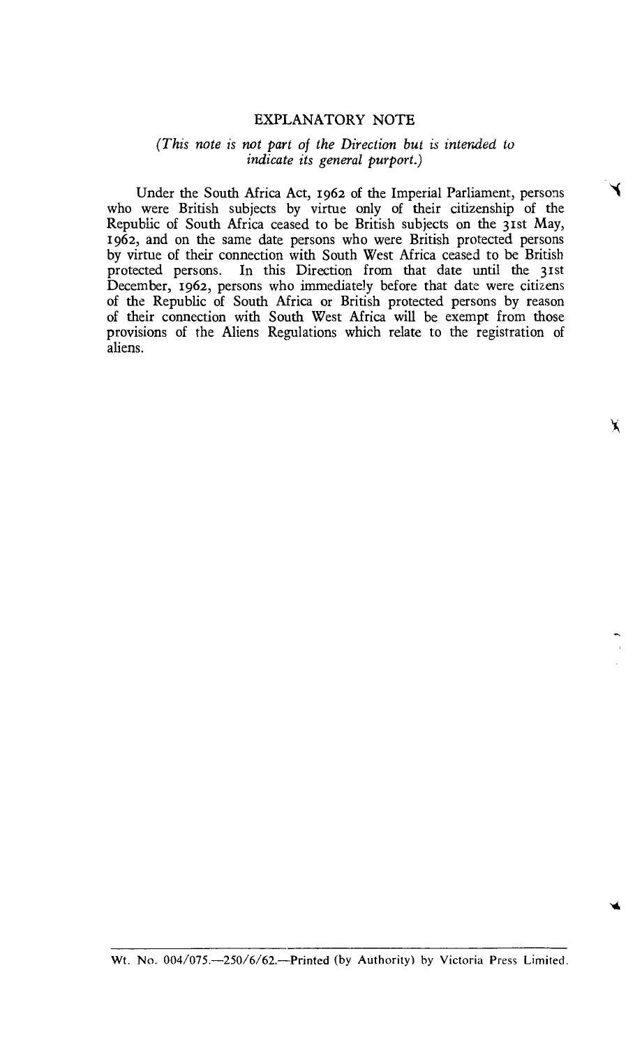## EXPLANATORY NOTE

*(This note is not part of the Direction but is intended to indicate its general purport.)*

Under the South Africa Act, 1962 of the Imperial Parliament, persons who were British subjects by virtue only of their citizenship of the Republic of South Africa ceased to be British subjects on the 31st May, 1962, and on the same date persons who were British protected persons by virtue of their connection with South West Africa ceased to be British protected persons. In this Direction from that date until the 31st December, 1962, persons who immediately before that date were citizens of the Republic of South Africa or British protected persons by reason of their connection with South West Africa will be exempt from those provisions of the Aliens Regulations which relate to the registration of aliens.

---

Wt. No. 004/075.—250/6/62.—Printed (by Authority) by Victoria Press Limited.